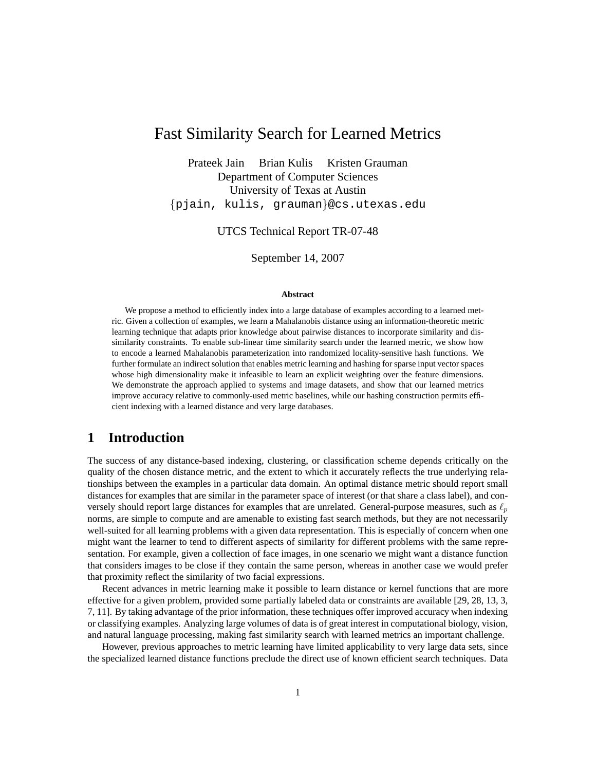# Fast Similarity Search for Learned Metrics

Prateek Jain Brian Kulis Kristen Grauman
Department of Computer Sciences
University of Texas at Austin
{pjain, kulis, grauman}@cs.utexas.edu

UTCS Technical Report TR-07-48

September 14, 2007

**Abstract**

We propose a method to efficiently index into a large database of examples according to a learned metric. Given a collection of examples, we learn a Mahalanobis distance using an information-theoretic metric learning technique that adapts prior knowledge about pairwise distances to incorporate similarity and dissimilarity constraints. To enable sub-linear time similarity search under the learned metric, we show how to encode a learned Mahalanobis parameterization into randomized locality-sensitive hash functions. We further formulate an indirect solution that enables metric learning and hashing for sparse input vector spaces whose high dimensionality make it infeasible to learn an explicit weighting over the feature dimensions. We demonstrate the approach applied to systems and image datasets, and show that our learned metrics improve accuracy relative to commonly-used metric baselines, while our hashing construction permits efficient indexing with a learned distance and very large databases.

## 1 Introduction

The success of any distance-based indexing, clustering, or classification scheme depends critically on the quality of the chosen distance metric, and the extent to which it accurately reflects the true underlying relationships between the examples in a particular data domain. An optimal distance metric should report small distances for examples that are similar in the parameter space of interest (or that share a class label), and conversely should report large distances for examples that are unrelated. General-purpose measures, such as $\ell_p$ norms, are simple to compute and are amenable to existing fast search methods, but they are not necessarily well-suited for all learning problems with a given data representation. This is especially of concern when one might want the learner to tend to different aspects of similarity for different problems with the same representation. For example, given a collection of face images, in one scenario we might want a distance function that considers images to be close if they contain the same person, whereas in another case we would prefer that proximity reflect the similarity of two facial expressions.

Recent advances in metric learning make it possible to learn distance or kernel functions that are more effective for a given problem, provided some partially labeled data or constraints are available [29, 28, 13, 3, 7, 11]. By taking advantage of the prior information, these techniques offer improved accuracy when indexing or classifying examples. Analyzing large volumes of data is of great interest in computational biology, vision, and natural language processing, making fast similarity search with learned metrics an important challenge.

However, previous approaches to metric learning have limited applicability to very large data sets, since the specialized learned distance functions preclude the direct use of known efficient search techniques. Data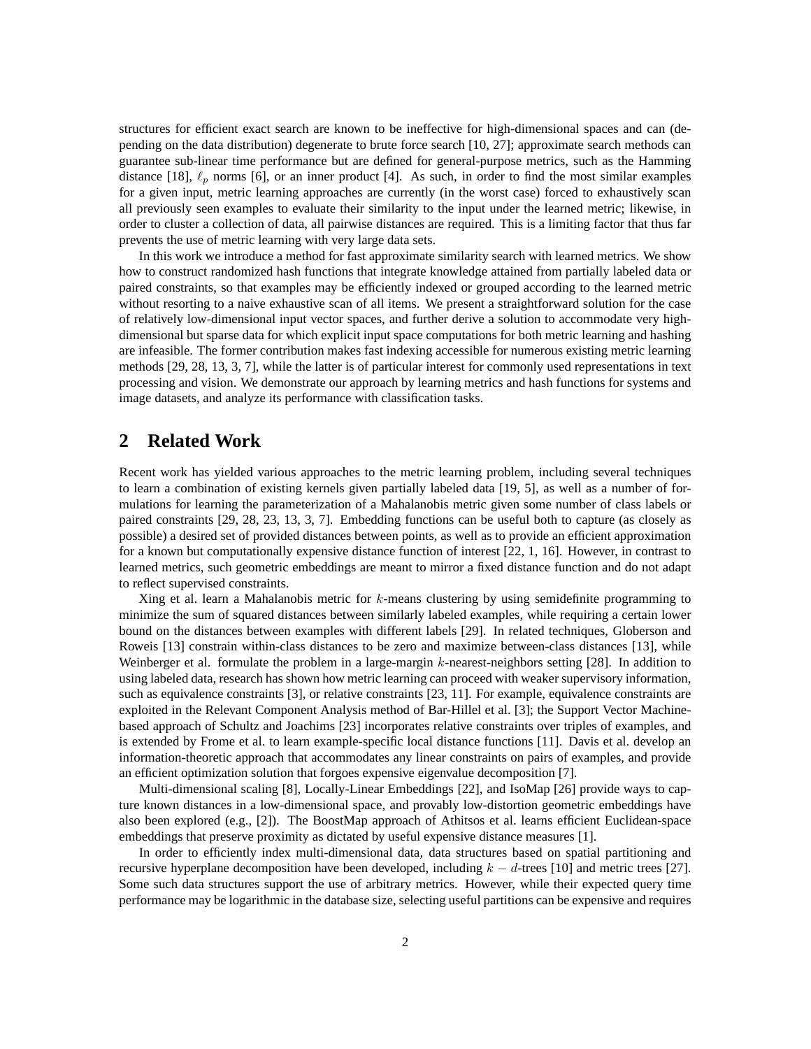structures for efficient exact search are known to be ineffective for high-dimensional spaces and can (depending on the data distribution) degenerate to brute force search [10, 27]; approximate search methods can guarantee sub-linear time performance but are defined for general-purpose metrics, such as the Hamming distance [18], $\ell_p$ norms [6], or an inner product [4]. As such, in order to find the most similar examples for a given input, metric learning approaches are currently (in the worst case) forced to exhaustively scan all previously seen examples to evaluate their similarity to the input under the learned metric; likewise, in order to cluster a collection of data, all pairwise distances are required. This is a limiting factor that thus far prevents the use of metric learning with very large data sets.

In this work we introduce a method for fast approximate similarity search with learned metrics. We show how to construct randomized hash functions that integrate knowledge attained from partially labeled data or paired constraints, so that examples may be efficiently indexed or grouped according to the learned metric without resorting to a naive exhaustive scan of all items. We present a straightforward solution for the case of relatively low-dimensional input vector spaces, and further derive a solution to accommodate very high-dimensional but sparse data for which explicit input space computations for both metric learning and hashing are infeasible. The former contribution makes fast indexing accessible for numerous existing metric learning methods [29, 28, 13, 3, 7], while the latter is of particular interest for commonly used representations in text processing and vision. We demonstrate our approach by learning metrics and hash functions for systems and image datasets, and analyze its performance with classification tasks.

## 2 Related Work

Recent work has yielded various approaches to the metric learning problem, including several techniques to learn a combination of existing kernels given partially labeled data [19, 5], as well as a number of formulations for learning the parameterization of a Mahalanobis metric given some number of class labels or paired constraints [29, 28, 23, 13, 3, 7]. Embedding functions can be useful both to capture (as closely as possible) a desired set of provided distances between points, as well as to provide an efficient approximation for a known but computationally expensive distance function of interest [22, 1, 16]. However, in contrast to learned metrics, such geometric embeddings are meant to mirror a fixed distance function and do not adapt to reflect supervised constraints.

Xing et al. learn a Mahalanobis metric for $k$-means clustering by using semidefinite programming to minimize the sum of squared distances between similarly labeled examples, while requiring a certain lower bound on the distances between examples with different labels [29]. In related techniques, Globerson and Roweis [13] constrain within-class distances to be zero and maximize between-class distances [13], while Weinberger et al. formulate the problem in a large-margin $k$-nearest-neighbors setting [28]. In addition to using labeled data, research has shown how metric learning can proceed with weaker supervisory information, such as equivalence constraints [3], or relative constraints [23, 11]. For example, equivalence constraints are exploited in the Relevant Component Analysis method of Bar-Hillel et al. [3]; the Support Vector Machine-based approach of Schultz and Joachims [23] incorporates relative constraints over triples of examples, and is extended by Frome et al. to learn example-specific local distance functions [11]. Davis et al. develop an information-theoretic approach that accommodates any linear constraints on pairs of examples, and provide an efficient optimization solution that forgoes expensive eigenvalue decomposition [7].

Multi-dimensional scaling [8], Locally-Linear Embeddings [22], and IsoMap [26] provide ways to capture known distances in a low-dimensional space, and provably low-distortion geometric embeddings have also been explored (e.g., [2]). The BoostMap approach of Athitsos et al. learns efficient Euclidean-space embeddings that preserve proximity as dictated by useful expensive distance measures [1].

In order to efficiently index multi-dimensional data, data structures based on spatial partitioning and recursive hyperplane decomposition have been developed, including $k-d$-trees [10] and metric trees [27]. Some such data structures support the use of arbitrary metrics. However, while their expected query time performance may be logarithmic in the database size, selecting useful partitions can be expensive and requires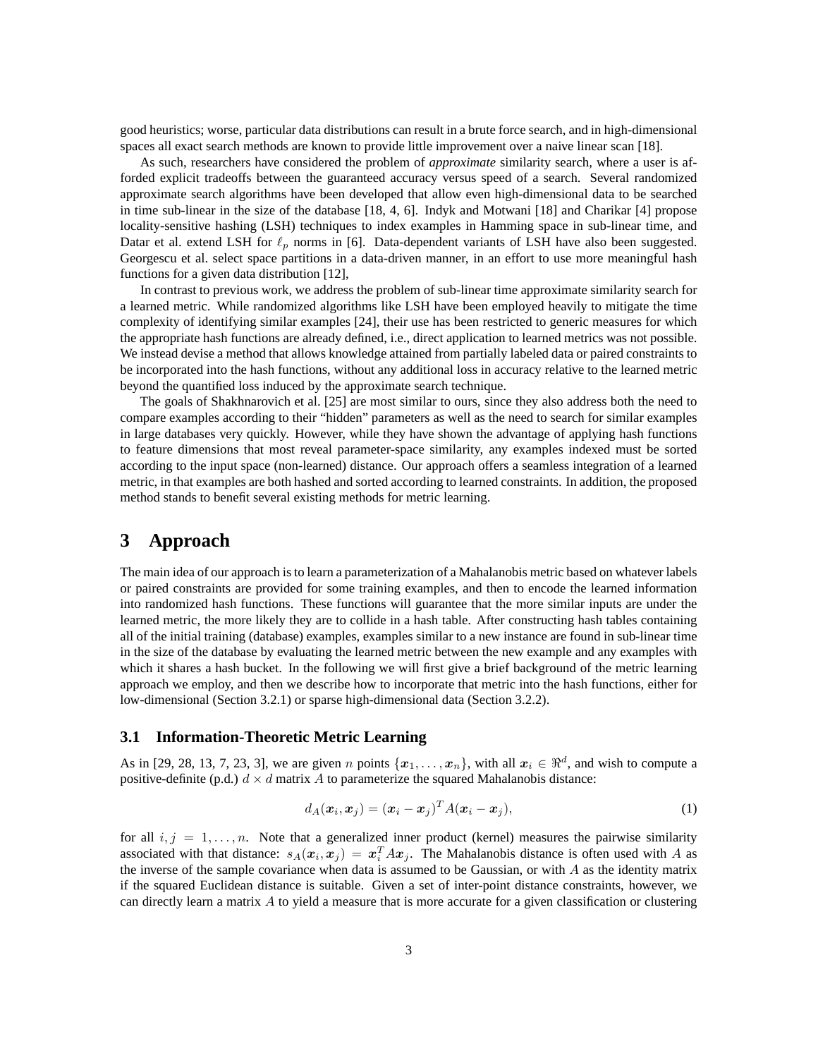good heuristics; worse, particular data distributions can result in a brute force search, and in high-dimensional spaces all exact search methods are known to provide little improvement over a naive linear scan [18].

As such, researchers have considered the problem of *approximate* similarity search, where a user is afforded explicit tradeoffs between the guaranteed accuracy versus speed of a search. Several randomized approximate search algorithms have been developed that allow even high-dimensional data to be searched in time sub-linear in the size of the database [18, 4, 6]. Indyk and Motwani [18] and Charikar [4] propose locality-sensitive hashing (LSH) techniques to index examples in Hamming space in sub-linear time, and Datar et al. extend LSH for $\ell_p$ norms in [6]. Data-dependent variants of LSH have also been suggested. Georgescu et al. select space partitions in a data-driven manner, in an effort to use more meaningful hash functions for a given data distribution [12],

In contrast to previous work, we address the problem of sub-linear time approximate similarity search for a learned metric. While randomized algorithms like LSH have been employed heavily to mitigate the time complexity of identifying similar examples [24], their use has been restricted to generic measures for which the appropriate hash functions are already defined, i.e., direct application to learned metrics was not possible. We instead devise a method that allows knowledge attained from partially labeled data or paired constraints to be incorporated into the hash functions, without any additional loss in accuracy relative to the learned metric beyond the quantified loss induced by the approximate search technique.

The goals of Shakhnarovich et al. [25] are most similar to ours, since they also address both the need to compare examples according to their "hidden" parameters as well as the need to search for similar examples in large databases very quickly. However, while they have shown the advantage of applying hash functions to feature dimensions that most reveal parameter-space similarity, any examples indexed must be sorted according to the input space (non-learned) distance. Our approach offers a seamless integration of a learned metric, in that examples are both hashed and sorted according to learned constraints. In addition, the proposed method stands to benefit several existing methods for metric learning.

# 3 Approach

The main idea of our approach is to learn a parameterization of a Mahalanobis metric based on whatever labels or paired constraints are provided for some training examples, and then to encode the learned information into randomized hash functions. These functions will guarantee that the more similar inputs are under the learned metric, the more likely they are to collide in a hash table. After constructing hash tables containing all of the initial training (database) examples, examples similar to a new instance are found in sub-linear time in the size of the database by evaluating the learned metric between the new example and any examples with which it shares a hash bucket. In the following we will first give a brief background of the metric learning approach we employ, and then we describe how to incorporate that metric into the hash functions, either for low-dimensional (Section 3.2.1) or sparse high-dimensional data (Section 3.2.2).

## 3.1 Information-Theoretic Metric Learning

As in [29, 28, 13, 7, 23, 3], we are given $n$ points $\{\boldsymbol{x}_1, \ldots, \boldsymbol{x}_n\}$, with all $\boldsymbol{x}_i \in \Re^d$, and wish to compute a positive-definite (p.d.) $d \times d$ matrix $A$ to parameterize the squared Mahalanobis distance:

$$d_A(\boldsymbol{x}_i, \boldsymbol{x}_j) = (\boldsymbol{x}_i - \boldsymbol{x}_j)^T A (\boldsymbol{x}_i - \boldsymbol{x}_j), \tag{1}$$

for all $i, j = 1, \ldots, n$. Note that a generalized inner product (kernel) measures the pairwise similarity associated with that distance: $s_A(\boldsymbol{x}_i, \boldsymbol{x}_j) = \boldsymbol{x}_i^T A \boldsymbol{x}_j$. The Mahalanobis distance is often used with $A$ as the inverse of the sample covariance when data is assumed to be Gaussian, or with $A$ as the identity matrix if the squared Euclidean distance is suitable. Given a set of inter-point distance constraints, however, we can directly learn a matrix $A$ to yield a measure that is more accurate for a given classification or clustering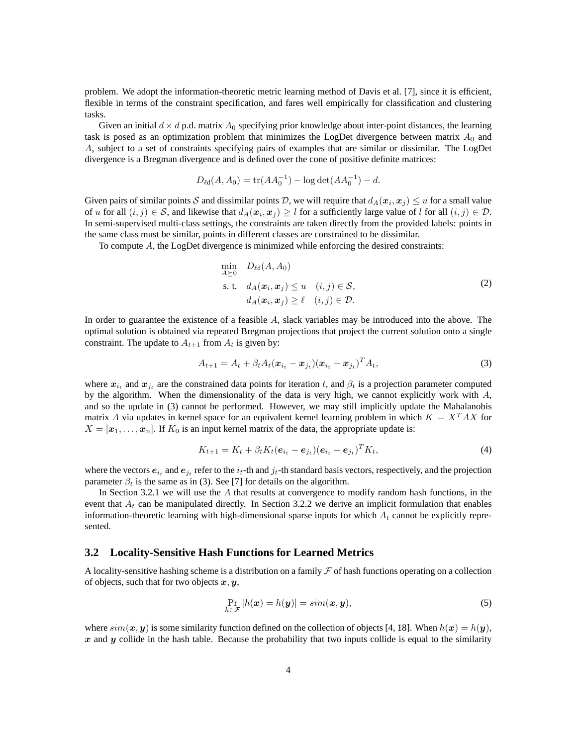problem. We adopt the information-theoretic metric learning method of Davis et al. [7], since it is efficient, flexible in terms of the constraint specification, and fares well empirically for classification and clustering tasks.

Given an initial $d \times d$ p.d. matrix $A_0$ specifying prior knowledge about inter-point distances, the learning task is posed as an optimization problem that minimizes the LogDet divergence between matrix $A_0$ and $A$, subject to a set of constraints specifying pairs of examples that are similar or dissimilar. The LogDet divergence is a Bregman divergence and is defined over the cone of positive definite matrices:

$$D_{\ell \mathrm{d}}(A, A_0) = \mathrm{tr}(AA_0^{-1}) - \log \det(AA_0^{-1}) - d.$$

Given pairs of similar points $\mathcal{S}$ and dissimilar points $\mathcal{D}$, we will require that $d_A(\boldsymbol{x}_i, \boldsymbol{x}_j) \leq u$ for a small value of $u$ for all $(i,j) \in \mathcal{S}$, and likewise that $d_A(\boldsymbol{x}_i, \boldsymbol{x}_j) \geq l$ for a sufficiently large value of $l$ for all $(i,j) \in \mathcal{D}$. In semi-supervised multi-class settings, the constraints are taken directly from the provided labels: points in the same class must be similar, points in different classes are constrained to be dissimilar.

To compute $A$, the LogDet divergence is minimized while enforcing the desired constraints:

$$\begin{aligned} \min_{A \succeq 0} \quad & D_{\ell \mathrm{d}}(A, A_0) \\ \text{s. t.} \quad & d_A(\boldsymbol{x}_i, \boldsymbol{x}_j) \leq u \quad (i,j) \in \mathcal{S}, \\ & d_A(\boldsymbol{x}_i, \boldsymbol{x}_j) \geq \ell \quad (i,j) \in \mathcal{D}. \end{aligned} \tag{2}$$

In order to guarantee the existence of a feasible $A$, slack variables may be introduced into the above. The optimal solution is obtained via repeated Bregman projections that project the current solution onto a single constraint. The update to $A_{t+1}$ from $A_t$ is given by:

$$A_{t+1} = A_t + \beta_t A_t (\boldsymbol{x}_{i_t} - \boldsymbol{x}_{j_t})(\boldsymbol{x}_{i_t} - \boldsymbol{x}_{j_t})^T A_t, \tag{3}$$

where $\boldsymbol{x}_{i_t}$ and $\boldsymbol{x}_{j_t}$ are the constrained data points for iteration $t$, and $\beta_t$ is a projection parameter computed by the algorithm. When the dimensionality of the data is very high, we cannot explicitly work with $A$, and so the update in (3) cannot be performed. However, we may still implicitly update the Mahalanobis matrix $A$ via updates in kernel space for an equivalent kernel learning problem in which $K = X^T A X$ for $X = [\boldsymbol{x}_1, \ldots, \boldsymbol{x}_n]$. If $K_0$ is an input kernel matrix of the data, the appropriate update is:

$$K_{t+1} = K_t + \beta_t K_t (\boldsymbol{e}_{i_t} - \boldsymbol{e}_{j_t})(\boldsymbol{e}_{i_t} - \boldsymbol{e}_{j_t})^T K_t, \tag{4}$$

where the vectors $\boldsymbol{e}_{i_t}$ and $\boldsymbol{e}_{j_t}$ refer to the $i_t$-th and $j_t$-th standard basis vectors, respectively, and the projection parameter $\beta_t$ is the same as in (3). See [7] for details on the algorithm.

In Section 3.2.1 we will use the $A$ that results at convergence to modify random hash functions, in the event that $A_t$ can be manipulated directly. In Section 3.2.2 we derive an implicit formulation that enables information-theoretic learning with high-dimensional sparse inputs for which $A_t$ cannot be explicitly represented.

## 3.2 Locality-Sensitive Hash Functions for Learned Metrics

A locality-sensitive hashing scheme is a distribution on a family $\mathcal{F}$ of hash functions operating on a collection of objects, such that for two objects $\boldsymbol{x}, \boldsymbol{y}$,

$$\Pr_{h \in \mathcal{F}} [h(\boldsymbol{x}) = h(\boldsymbol{y})] = sim(\boldsymbol{x}, \boldsymbol{y}), \tag{5}$$

where $sim(\boldsymbol{x}, \boldsymbol{y})$ is some similarity function defined on the collection of objects [4, 18]. When $h(\boldsymbol{x}) = h(\boldsymbol{y})$, $\boldsymbol{x}$ and $\boldsymbol{y}$ collide in the hash table. Because the probability that two inputs collide is equal to the similarity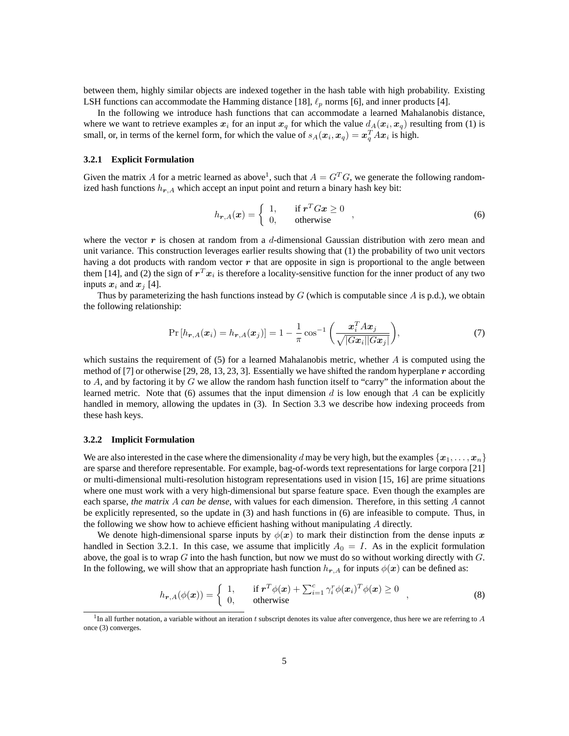between them, highly similar objects are indexed together in the hash table with high probability. Existing LSH functions can accommodate the Hamming distance [18], $\ell_p$ norms [6], and inner products [4].

In the following we introduce hash functions that can accommodate a learned Mahalanobis distance, where we want to retrieve examples $\boldsymbol{x}_i$ for an input $\boldsymbol{x}_q$ for which the value $d_A(\boldsymbol{x}_i, \boldsymbol{x}_q)$ resulting from (1) is small, or, in terms of the kernel form, for which the value of $s_A(\boldsymbol{x}_i, \boldsymbol{x}_q) = \boldsymbol{x}_q^T A \boldsymbol{x}_i$ is high.

### 3.2.1 Explicit Formulation

Given the matrix $A$ for a metric learned as above[1], such that $A = G^T G$, we generate the following randomized hash functions $h_{\boldsymbol{r},A}$ which accept an input point and return a binary hash key bit:

$$h_{\boldsymbol{r},A}(\boldsymbol{x}) = \begin{cases} 1, & \text{if } \boldsymbol{r}^T G \boldsymbol{x} \geq 0 \\ 0, & \text{otherwise} \end{cases}, \tag{6}$$

where the vector $\boldsymbol{r}$ is chosen at random from a $d$-dimensional Gaussian distribution with zero mean and unit variance. This construction leverages earlier results showing that (1) the probability of two unit vectors having a dot products with random vector $\boldsymbol{r}$ that are opposite in sign is proportional to the angle between them [14], and (2) the sign of $\boldsymbol{r}^T \boldsymbol{x}_i$ is therefore a locality-sensitive function for the inner product of any two inputs $\boldsymbol{x}_i$ and $\boldsymbol{x}_j$ [4].

Thus by parameterizing the hash functions instead by $G$ (which is computable since $A$ is p.d.), we obtain the following relationship:

$$\Pr\left[h_{\boldsymbol{r},A}(\boldsymbol{x}_i) = h_{\boldsymbol{r},A}(\boldsymbol{x}_j)\right] = 1 - \frac{1}{\pi} \cos^{-1}\left(\frac{\boldsymbol{x}_i^T A \boldsymbol{x}_j}{\sqrt{|G\boldsymbol{x}_i||G\boldsymbol{x}_j|}}\right), \tag{7}$$

which sustains the requirement of (5) for a learned Mahalanobis metric, whether $A$ is computed using the method of [7] or otherwise [29, 28, 13, 23, 3]. Essentially we have shifted the random hyperplane $\boldsymbol{r}$ according to $A$, and by factoring it by $G$ we allow the random hash function itself to "carry" the information about the learned metric. Note that (6) assumes that the input dimension $d$ is low enough that $A$ can be explicitly handled in memory, allowing the updates in (3). In Section 3.3 we describe how indexing proceeds from these hash keys.

### 3.2.2 Implicit Formulation

We are also interested in the case where the dimensionality $d$ may be very high, but the examples $\{\boldsymbol{x}_1, \ldots, \boldsymbol{x}_n\}$ are sparse and therefore representable. For example, bag-of-words text representations for large corpora [21] or multi-dimensional multi-resolution histogram representations used in vision [15, 16] are prime situations where one must work with a very high-dimensional but sparse feature space. Even though the examples are each sparse, *the matrix $A$ can be dense*, with values for each dimension. Therefore, in this setting $A$ cannot be explicitly represented, so the update in (3) and hash functions in (6) are infeasible to compute. Thus, in the following we show how to achieve efficient hashing without manipulating $A$ directly.

We denote high-dimensional sparse inputs by $\phi(\boldsymbol{x})$ to mark their distinction from the dense inputs $\boldsymbol{x}$ handled in Section 3.2.1. In this case, we assume that implicitly $A_0 = I$. As in the explicit formulation above, the goal is to wrap $G$ into the hash function, but now we must do so without working directly with $G$. In the following, we will show that an appropriate hash function $h_{\boldsymbol{r},A}$ for inputs $\phi(\boldsymbol{x})$ can be defined as:

$$h_{\boldsymbol{r},A}(\phi(\boldsymbol{x})) = \begin{cases} 1, & \text{if } \boldsymbol{r}^T \phi(\boldsymbol{x}) + \sum_{i=1}^{c} \gamma_i^r \phi(\boldsymbol{x}_i)^T \phi(\boldsymbol{x}) \geq 0 \\ 0, & \text{otherwise} \end{cases}, \tag{8}$$

[1] In all further notation, a variable without an iteration $t$ subscript denotes its value after convergence, thus here we are referring to $A$ once (3) converges.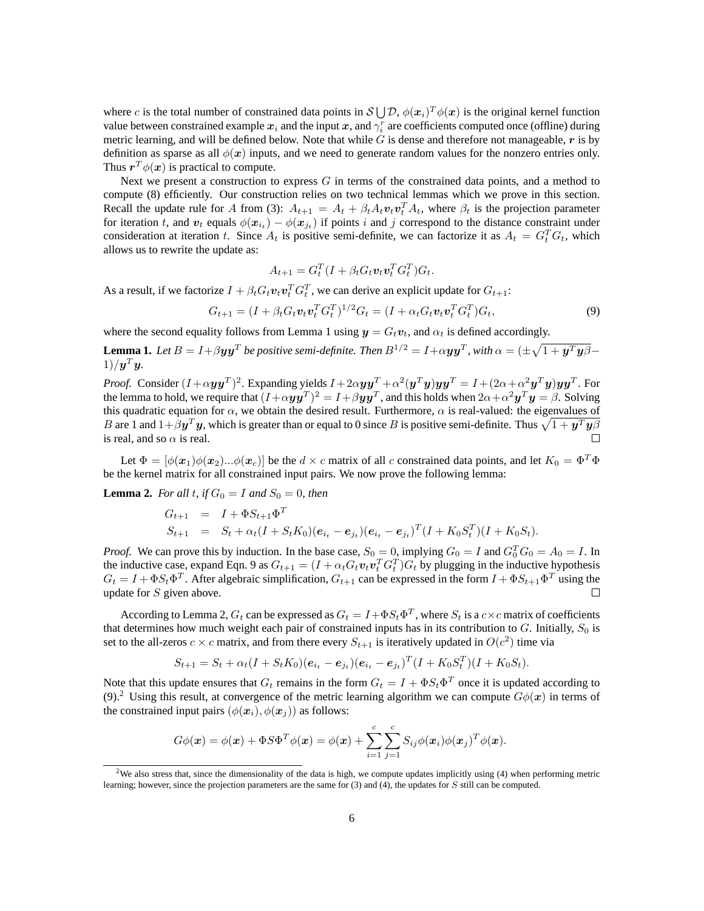where $c$ is the total number of constrained data points in $\mathcal{S} \bigcup \mathcal{D}$, $\phi(\boldsymbol{x}_i)^T \phi(\boldsymbol{x})$ is the original kernel function value between constrained example $\boldsymbol{x}_i$ and the input $\boldsymbol{x}$, and $\gamma_i^r$ are coefficients computed once (offline) during metric learning, and will be defined below. Note that while $G$ is dense and therefore not manageable, $\boldsymbol{r}$ is by definition as sparse as all $\phi(\boldsymbol{x})$ inputs, and we need to generate random values for the nonzero entries only. Thus $\boldsymbol{r}^T \phi(\boldsymbol{x})$ is practical to compute.

Next we present a construction to express $G$ in terms of the constrained data points, and a method to compute (8) efficiently. Our construction relies on two technical lemmas which we prove in this section. Recall the update rule for $A$ from (3): $A_{t+1} = A_t + \beta_t A_t \boldsymbol{v}_t \boldsymbol{v}_t^T A_t$, where $\beta_t$ is the projection parameter for iteration $t$, and $\boldsymbol{v}_t$ equals $\phi(\boldsymbol{x}_{i_t}) - \phi(\boldsymbol{x}_{j_t})$ if points $i$ and $j$ correspond to the distance constraint under consideration at iteration $t$. Since $A_t$ is positive semi-definite, we can factorize it as $A_t = G_t^T G_t$, which allows us to rewrite the update as:

$$A_{t+1} = G_t^T (I + \beta_t G_t \boldsymbol{v}_t \boldsymbol{v}_t^T G_t^T) G_t.$$

As a result, if we factorize $I + \beta_t G_t \boldsymbol{v}_t \boldsymbol{v}_t^T G_t^T$, we can derive an explicit update for $G_{t+1}$:

$$G_{t+1} = (I + \beta_t G_t \boldsymbol{v}_t \boldsymbol{v}_t^T G_t^T)^{1/2} G_t = (I + \alpha_t G_t \boldsymbol{v}_t \boldsymbol{v}_t^T G_t^T) G_t, \tag{9}$$

where the second equality follows from Lemma 1 using $\boldsymbol{y} = G_t \boldsymbol{v}_t$, and $\alpha_t$ is defined accordingly.

**Lemma 1.** *Let $B = I + \beta \boldsymbol{y}\boldsymbol{y}^T$ be positive semi-definite. Then $B^{1/2} = I + \alpha \boldsymbol{y}\boldsymbol{y}^T$, with $\alpha = (\pm\sqrt{1 + \boldsymbol{y}^T \boldsymbol{y} \beta} - 1)/\boldsymbol{y}^T \boldsymbol{y}$.*

*Proof.* Consider $(I + \alpha \boldsymbol{y}\boldsymbol{y}^T)^2$. Expanding yields $I + 2\alpha \boldsymbol{y}\boldsymbol{y}^T + \alpha^2 (\boldsymbol{y}^T \boldsymbol{y}) \boldsymbol{y}\boldsymbol{y}^T = I + (2\alpha + \alpha^2 \boldsymbol{y}^T \boldsymbol{y}) \boldsymbol{y}\boldsymbol{y}^T$. For the lemma to hold, we require that $(I + \alpha \boldsymbol{y}\boldsymbol{y}^T)^2 = I + \beta \boldsymbol{y}\boldsymbol{y}^T$, and this holds when $2\alpha + \alpha^2 \boldsymbol{y}^T \boldsymbol{y} = \beta$. Solving this quadratic equation for $\alpha$, we obtain the desired result. Furthermore, $\alpha$ is real-valued: the eigenvalues of $B$ are 1 and $1 + \beta \boldsymbol{y}^T \boldsymbol{y}$, which is greater than or equal to 0 since $B$ is positive semi-definite. Thus $\sqrt{1 + \boldsymbol{y}^T \boldsymbol{y} \beta}$ is real, and so $\alpha$ is real. $\square$

Let $\Phi = [\phi(\boldsymbol{x}_1)\phi(\boldsymbol{x}_2)...\phi(\boldsymbol{x}_c)]$ be the $d \times c$ matrix of all $c$ constrained data points, and let $K_0 = \Phi^T \Phi$ be the kernel matrix for all constrained input pairs. We now prove the following lemma:

**Lemma 2.** *For all $t$, if $G_0 = I$ and $S_0 = 0$, then*

$$\begin{aligned} G_{t+1} &= I + \Phi S_{t+1} \Phi^T \\ S_{t+1} &= S_t + \alpha_t (I + S_t K_0)(\boldsymbol{e}_{i_t} - \boldsymbol{e}_{j_t})(\boldsymbol{e}_{i_t} - \boldsymbol{e}_{j_t})^T (I + K_0 S_t^T)(I + K_0 S_t). \end{aligned}$$

*Proof.* We can prove this by induction. In the base case, $S_0 = 0$, implying $G_0 = I$ and $G_0^T G_0 = A_0 = I$. In the inductive case, expand Eqn. 9 as $G_{t+1} = (I + \alpha_t G_t \boldsymbol{v}_t \boldsymbol{v}_t^T G_t^T) G_t$ by plugging in the inductive hypothesis $G_t = I + \Phi S_t \Phi^T$. After algebraic simplification, $G_{t+1}$ can be expressed in the form $I + \Phi S_{t+1} \Phi^T$ using the update for $S$ given above. $\square$

According to Lemma 2, $G_t$ can be expressed as $G_t = I + \Phi S_t \Phi^T$, where $S_t$ is a $c \times c$ matrix of coefficients that determines how much weight each pair of constrained inputs has in its contribution to $G$. Initially, $S_0$ is set to the all-zeros $c \times c$ matrix, and from there every $S_{t+1}$ is iteratively updated in $O(c^2)$ time via

$$S_{t+1} = S_t + \alpha_t (I + S_t K_0)(\boldsymbol{e}_{i_t} - \boldsymbol{e}_{j_t})(\boldsymbol{e}_{i_t} - \boldsymbol{e}_{j_t})^T (I + K_0 S_t^T)(I + K_0 S_t).$$

Note that this update ensures that $G_t$ remains in the form $G_t = I + \Phi S_t \Phi^T$ once it is updated according to (9).[2] Using this result, at convergence of the metric learning algorithm we can compute $G\phi(\boldsymbol{x})$ in terms of the constrained input pairs $(\phi(\boldsymbol{x}_i), \phi(\boldsymbol{x}_j))$ as follows:

$$G\phi(\boldsymbol{x}) = \phi(\boldsymbol{x}) + \Phi S \Phi^T \phi(\boldsymbol{x}) = \phi(\boldsymbol{x}) + \sum_{i=1}^{c} \sum_{j=1}^{c} S_{ij} \phi(\boldsymbol{x}_i) \phi(\boldsymbol{x}_j)^T \phi(\boldsymbol{x}).$$

[2] We also stress that, since the dimensionality of the data is high, we compute updates implicitly using (4) when performing metric learning; however, since the projection parameters are the same for (3) and (4), the updates for $S$ still can be computed.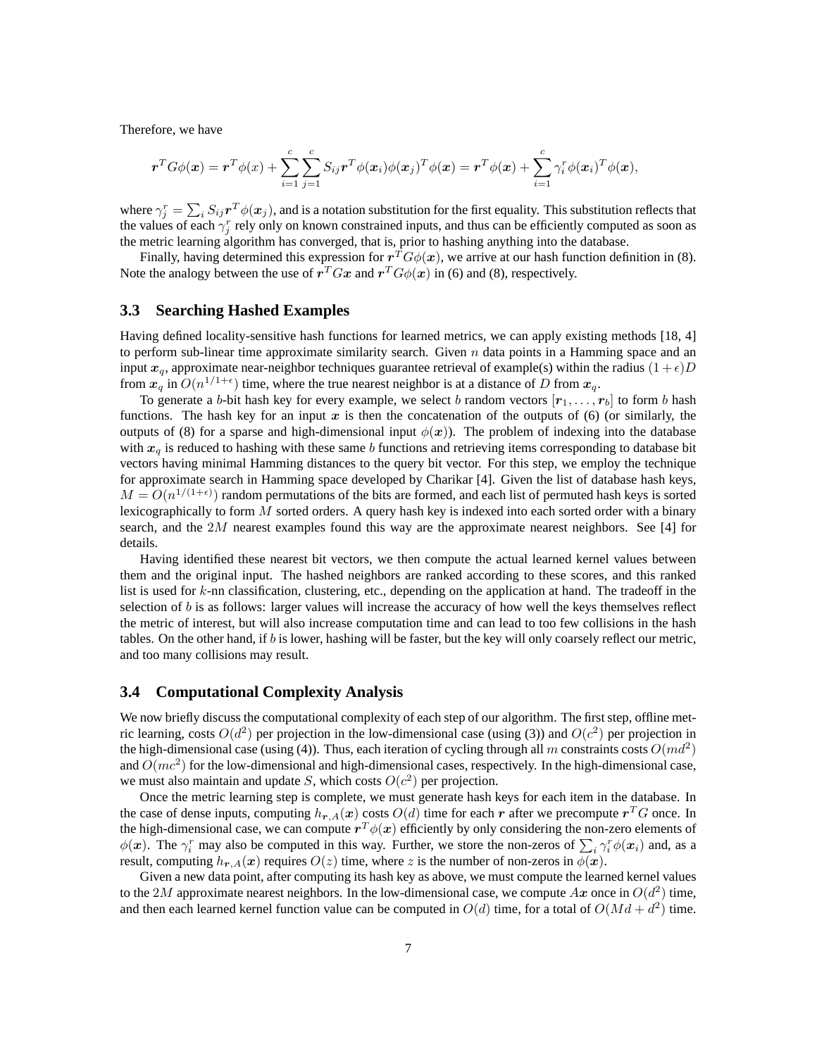Therefore, we have

$$\boldsymbol{r}^T G \phi(\boldsymbol{x}) = \boldsymbol{r}^T \phi(x) + \sum_{i=1}^{c} \sum_{j=1}^{c} S_{ij} \boldsymbol{r}^T \phi(\boldsymbol{x}_i) \phi(\boldsymbol{x}_j)^T \phi(\boldsymbol{x}) = \boldsymbol{r}^T \phi(\boldsymbol{x}) + \sum_{i=1}^{c} \gamma_i^r \phi(\boldsymbol{x}_i)^T \phi(\boldsymbol{x}),$$

where $\gamma_j^r = \sum_i S_{ij} \boldsymbol{r}^T \phi(\boldsymbol{x}_j)$, and is a notation substitution for the first equality. This substitution reflects that the values of each $\gamma_j^r$ rely only on known constrained inputs, and thus can be efficiently computed as soon as the metric learning algorithm has converged, that is, prior to hashing anything into the database.

Finally, having determined this expression for $\boldsymbol{r}^T G \phi(\boldsymbol{x})$, we arrive at our hash function definition in (8). Note the analogy between the use of $\boldsymbol{r}^T G \boldsymbol{x}$ and $\boldsymbol{r}^T G \phi(\boldsymbol{x})$ in (6) and (8), respectively.

### 3.3 Searching Hashed Examples

Having defined locality-sensitive hash functions for learned metrics, we can apply existing methods [18, 4] to perform sub-linear time approximate similarity search. Given $n$ data points in a Hamming space and an input $\boldsymbol{x}_q$, approximate near-neighbor techniques guarantee retrieval of example(s) within the radius $(1+\epsilon)D$ from $\boldsymbol{x}_q$ in $O(n^{1/1+\epsilon})$ time, where the true nearest neighbor is at a distance of $D$ from $\boldsymbol{x}_q$.

To generate a $b$-bit hash key for every example, we select $b$ random vectors $[\boldsymbol{r}_1, \ldots, \boldsymbol{r}_b]$ to form $b$ hash functions. The hash key for an input $\boldsymbol{x}$ is then the concatenation of the outputs of (6) (or similarly, the outputs of (8) for a sparse and high-dimensional input $\phi(\boldsymbol{x})$). The problem of indexing into the database with $\boldsymbol{x}_q$ is reduced to hashing with these same $b$ functions and retrieving items corresponding to database bit vectors having minimal Hamming distances to the query bit vector. For this step, we employ the technique for approximate search in Hamming space developed by Charikar [4]. Given the list of database hash keys, $M = O(n^{1/(1+\epsilon)})$ random permutations of the bits are formed, and each list of permuted hash keys is sorted lexicographically to form $M$ sorted orders. A query hash key is indexed into each sorted order with a binary search, and the $2M$ nearest examples found this way are the approximate nearest neighbors. See [4] for details.

Having identified these nearest bit vectors, we then compute the actual learned kernel values between them and the original input. The hashed neighbors are ranked according to these scores, and this ranked list is used for $k$-nn classification, clustering, etc., depending on the application at hand. The tradeoff in the selection of $b$ is as follows: larger values will increase the accuracy of how well the keys themselves reflect the metric of interest, but will also increase computation time and can lead to too few collisions in the hash tables. On the other hand, if $b$ is lower, hashing will be faster, but the key will only coarsely reflect our metric, and too many collisions may result.

### 3.4 Computational Complexity Analysis

We now briefly discuss the computational complexity of each step of our algorithm. The first step, offline metric learning, costs $O(d^2)$ per projection in the low-dimensional case (using (3)) and $O(c^2)$ per projection in the high-dimensional case (using (4)). Thus, each iteration of cycling through all $m$ constraints costs $O(md^2)$ and $O(mc^2)$ for the low-dimensional and high-dimensional cases, respectively. In the high-dimensional case, we must also maintain and update $S$, which costs $O(c^2)$ per projection.

Once the metric learning step is complete, we must generate hash keys for each item in the database. In the case of dense inputs, computing $h_{\boldsymbol{r},A}(\boldsymbol{x})$ costs $O(d)$ time for each $\boldsymbol{r}$ after we precompute $\boldsymbol{r}^T G$ once. In the high-dimensional case, we can compute $\boldsymbol{r}^T \phi(\boldsymbol{x})$ efficiently by only considering the non-zero elements of $\phi(\boldsymbol{x})$. The $\gamma_i^r$ may also be computed in this way. Further, we store the non-zeros of $\sum_i \gamma_i^r \phi(\boldsymbol{x}_i)$ and, as a result, computing $h_{\boldsymbol{r},A}(\boldsymbol{x})$ requires $O(z)$ time, where $z$ is the number of non-zeros in $\phi(\boldsymbol{x})$.

Given a new data point, after computing its hash key as above, we must compute the learned kernel values to the $2M$ approximate nearest neighbors. In the low-dimensional case, we compute $A\boldsymbol{x}$ once in $O(d^2)$ time, and then each learned kernel function value can be computed in $O(d)$ time, for a total of $O(Md + d^2)$ time.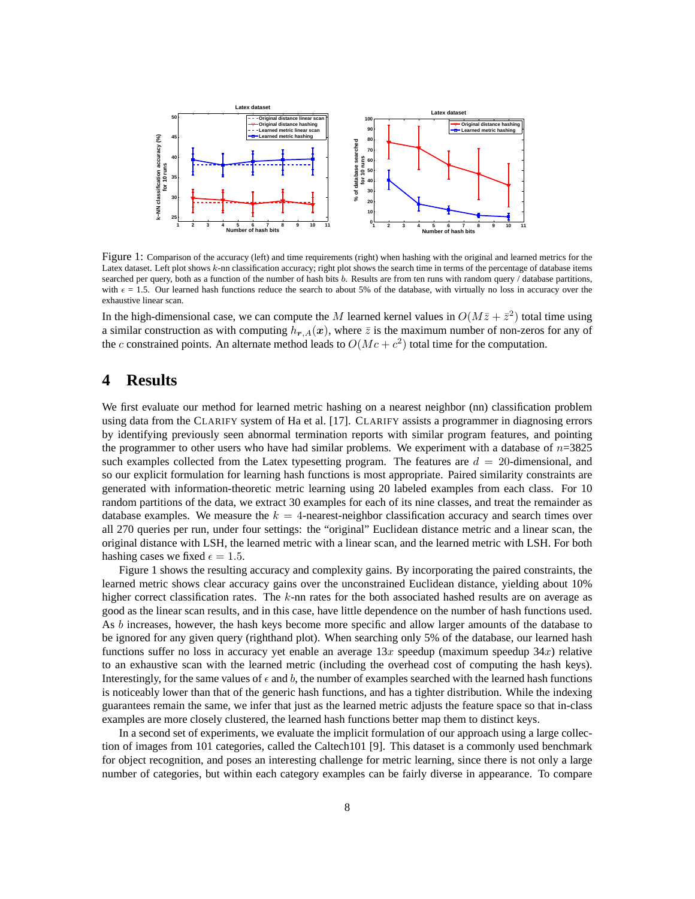Figure 1: Comparison of the accuracy (left) and time requirements (right) when hashing with the original and learned metrics for the Latex dataset. Left plot shows $k$-nn classification accuracy; right plot shows the search time in terms of the percentage of database items searched per query, both as a function of the number of hash bits $b$. Results are from ten runs with random query / database partitions, with $\epsilon = 1.5$. Our learned hash functions reduce the search to about 5% of the database, with virtually no loss in accuracy over the exhaustive linear scan.

In the high-dimensional case, we can compute the $M$ learned kernel values in $O(M\bar{z} + \bar{z}^2)$ total time using a similar construction as with computing $h_{\boldsymbol{r},A}(\boldsymbol{x})$, where $\bar{z}$ is the maximum number of non-zeros for any of the $c$ constrained points. An alternate method leads to $O(Mc + c^2)$ total time for the computation.

# 4 Results

We first evaluate our method for learned metric hashing on a nearest neighbor (nn) classification problem using data from the CLARIFY system of Ha et al. [17]. CLARIFY assists a programmer in diagnosing errors by identifying previously seen abnormal termination reports with similar program features, and pointing the programmer to other users who have had similar problems. We experiment with a database of $n$=3825 such examples collected from the Latex typesetting program. The features are $d = 20$-dimensional, and so our explicit formulation for learning hash functions is most appropriate. Paired similarity constraints are generated with information-theoretic metric learning using 20 labeled examples from each class. For 10 random partitions of the data, we extract 30 examples for each of its nine classes, and treat the remainder as database examples. We measure the $k = 4$-nearest-neighbor classification accuracy and search times over all 270 queries per run, under four settings: the "original" Euclidean distance metric and a linear scan, the original distance with LSH, the learned metric with a linear scan, and the learned metric with LSH. For both hashing cases we fixed $\epsilon = 1.5$.

Figure 1 shows the resulting accuracy and complexity gains. By incorporating the paired constraints, the learned metric shows clear accuracy gains over the unconstrained Euclidean distance, yielding about 10% higher correct classification rates. The $k$-nn rates for the both associated hashed results are on average as good as the linear scan results, and in this case, have little dependence on the number of hash functions used. As $b$ increases, however, the hash keys become more specific and allow larger amounts of the database to be ignored for any given query (righthand plot). When searching only 5% of the database, our learned hash functions suffer no loss in accuracy yet enable an average $13x$ speedup (maximum speedup $34x$) relative to an exhaustive scan with the learned metric (including the overhead cost of computing the hash keys). Interestingly, for the same values of $\epsilon$ and $b$, the number of examples searched with the learned hash functions is noticeably lower than that of the generic hash functions, and has a tighter distribution. While the indexing guarantees remain the same, we infer that just as the learned metric adjusts the feature space so that in-class examples are more closely clustered, the learned hash functions better map them to distinct keys.

In a second set of experiments, we evaluate the implicit formulation of our approach using a large collection of images from 101 categories, called the Caltech101 [9]. This dataset is a commonly used benchmark for object recognition, and poses an interesting challenge for metric learning, since there is not only a large number of categories, but within each category examples can be fairly diverse in appearance. To compare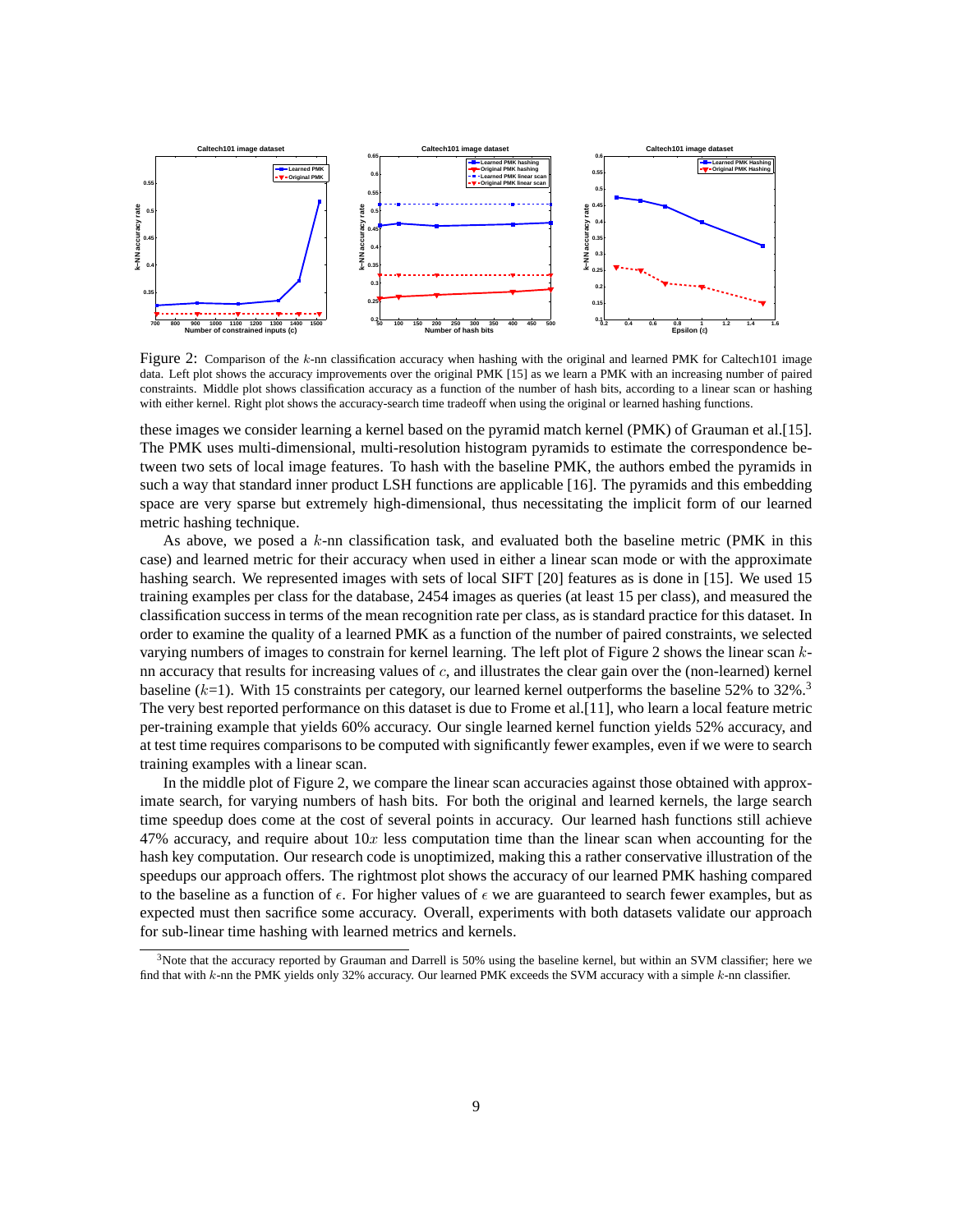Figure 2: Comparison of the $k$-nn classification accuracy when hashing with the original and learned PMK for Caltech101 image data. Left plot shows the accuracy improvements over the original PMK [15] as we learn a PMK with an increasing number of paired constraints. Middle plot shows classification accuracy as a function of the number of hash bits, according to a linear scan or hashing with either kernel. Right plot shows the accuracy-search time tradeoff when using the original or learned hashing functions.

these images we consider learning a kernel based on the pyramid match kernel (PMK) of Grauman et al.[15]. The PMK uses multi-dimensional, multi-resolution histogram pyramids to estimate the correspondence between two sets of local image features. To hash with the baseline PMK, the authors embed the pyramids in such a way that standard inner product LSH functions are applicable [16]. The pyramids and this embedding space are very sparse but extremely high-dimensional, thus necessitating the implicit form of our learned metric hashing technique.

As above, we posed a $k$-nn classification task, and evaluated both the baseline metric (PMK in this case) and learned metric for their accuracy when used in either a linear scan mode or with the approximate hashing search. We represented images with sets of local SIFT [20] features as is done in [15]. We used 15 training examples per class for the database, 2454 images as queries (at least 15 per class), and measured the classification success in terms of the mean recognition rate per class, as is standard practice for this dataset. In order to examine the quality of a learned PMK as a function of the number of paired constraints, we selected varying numbers of images to constrain for kernel learning. The left plot of Figure 2 shows the linear scan $k$-nn accuracy that results for increasing values of $c$, and illustrates the clear gain over the (non-learned) kernel baseline ($k$=1). With 15 constraints per category, our learned kernel outperforms the baseline 52% to 32%.[3] The very best reported performance on this dataset is due to Frome et al.[11], who learn a local feature metric per-training example that yields 60% accuracy. Our single learned kernel function yields 52% accuracy, and at test time requires comparisons to be computed with significantly fewer examples, even if we were to search training examples with a linear scan.

In the middle plot of Figure 2, we compare the linear scan accuracies against those obtained with approximate search, for varying numbers of hash bits. For both the original and learned kernels, the large search time speedup does come at the cost of several points in accuracy. Our learned hash functions still achieve 47% accuracy, and require about $10x$ less computation time than the linear scan when accounting for the hash key computation. Our research code is unoptimized, making this a rather conservative illustration of the speedups our approach offers. The rightmost plot shows the accuracy of our learned PMK hashing compared to the baseline as a function of $\epsilon$. For higher values of $\epsilon$ we are guaranteed to search fewer examples, but as expected must then sacrifice some accuracy. Overall, experiments with both datasets validate our approach for sub-linear time hashing with learned metrics and kernels.

[3] Note that the accuracy reported by Grauman and Darrell is 50% using the baseline kernel, but within an SVM classifier; here we find that with $k$-nn the PMK yields only 32% accuracy. Our learned PMK exceeds the SVM accuracy with a simple $k$-nn classifier.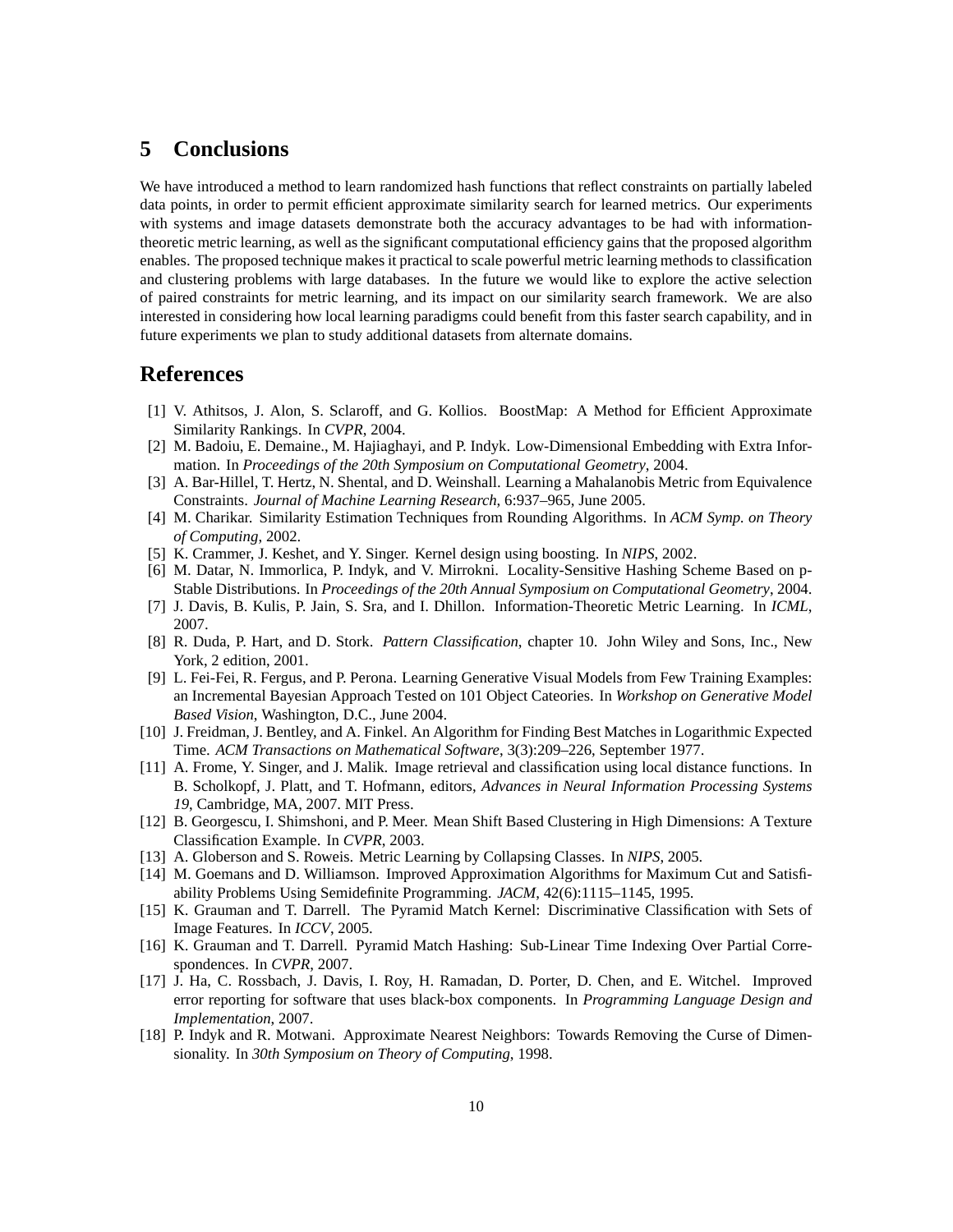## 5 Conclusions

We have introduced a method to learn randomized hash functions that reflect constraints on partially labeled data points, in order to permit efficient approximate similarity search for learned metrics. Our experiments with systems and image datasets demonstrate both the accuracy advantages to be had with information-theoretic metric learning, as well as the significant computational efficiency gains that the proposed algorithm enables. The proposed technique makes it practical to scale powerful metric learning methods to classification and clustering problems with large databases. In the future we would like to explore the active selection of paired constraints for metric learning, and its impact on our similarity search framework. We are also interested in considering how local learning paradigms could benefit from this faster search capability, and in future experiments we plan to study additional datasets from alternate domains.

## References

[1] V. Athitsos, J. Alon, S. Sclaroff, and G. Kollios. BoostMap: A Method for Efficient Approximate Similarity Rankings. In *CVPR*, 2004.

[2] M. Badoiu, E. Demaine., M. Hajiaghayi, and P. Indyk. Low-Dimensional Embedding with Extra Information. In *Proceedings of the 20th Symposium on Computational Geometry*, 2004.

[3] A. Bar-Hillel, T. Hertz, N. Shental, and D. Weinshall. Learning a Mahalanobis Metric from Equivalence Constraints. *Journal of Machine Learning Research*, 6:937–965, June 2005.

[4] M. Charikar. Similarity Estimation Techniques from Rounding Algorithms. In *ACM Symp. on Theory of Computing*, 2002.

[5] K. Crammer, J. Keshet, and Y. Singer. Kernel design using boosting. In *NIPS*, 2002.

[6] M. Datar, N. Immorlica, P. Indyk, and V. Mirrokni. Locality-Sensitive Hashing Scheme Based on p-Stable Distributions. In *Proceedings of the 20th Annual Symposium on Computational Geometry*, 2004.

[7] J. Davis, B. Kulis, P. Jain, S. Sra, and I. Dhillon. Information-Theoretic Metric Learning. In *ICML*, 2007.

[8] R. Duda, P. Hart, and D. Stork. *Pattern Classification*, chapter 10. John Wiley and Sons, Inc., New York, 2 edition, 2001.

[9] L. Fei-Fei, R. Fergus, and P. Perona. Learning Generative Visual Models from Few Training Examples: an Incremental Bayesian Approach Tested on 101 Object Cateories. In *Workshop on Generative Model Based Vision*, Washington, D.C., June 2004.

[10] J. Freidman, J. Bentley, and A. Finkel. An Algorithm for Finding Best Matches in Logarithmic Expected Time. *ACM Transactions on Mathematical Software*, 3(3):209–226, September 1977.

[11] A. Frome, Y. Singer, and J. Malik. Image retrieval and classification using local distance functions. In B. Scholkopf, J. Platt, and T. Hofmann, editors, *Advances in Neural Information Processing Systems 19*, Cambridge, MA, 2007. MIT Press.

[12] B. Georgescu, I. Shimshoni, and P. Meer. Mean Shift Based Clustering in High Dimensions: A Texture Classification Example. In *CVPR*, 2003.

[13] A. Globerson and S. Roweis. Metric Learning by Collapsing Classes. In *NIPS*, 2005.

[14] M. Goemans and D. Williamson. Improved Approximation Algorithms for Maximum Cut and Satisfiability Problems Using Semidefinite Programming. *JACM*, 42(6):1115–1145, 1995.

[15] K. Grauman and T. Darrell. The Pyramid Match Kernel: Discriminative Classification with Sets of Image Features. In *ICCV*, 2005.

[16] K. Grauman and T. Darrell. Pyramid Match Hashing: Sub-Linear Time Indexing Over Partial Correspondences. In *CVPR*, 2007.

[17] J. Ha, C. Rossbach, J. Davis, I. Roy, H. Ramadan, D. Porter, D. Chen, and E. Witchel. Improved error reporting for software that uses black-box components. In *Programming Language Design and Implementation*, 2007.

[18] P. Indyk and R. Motwani. Approximate Nearest Neighbors: Towards Removing the Curse of Dimensionality. In *30th Symposium on Theory of Computing*, 1998.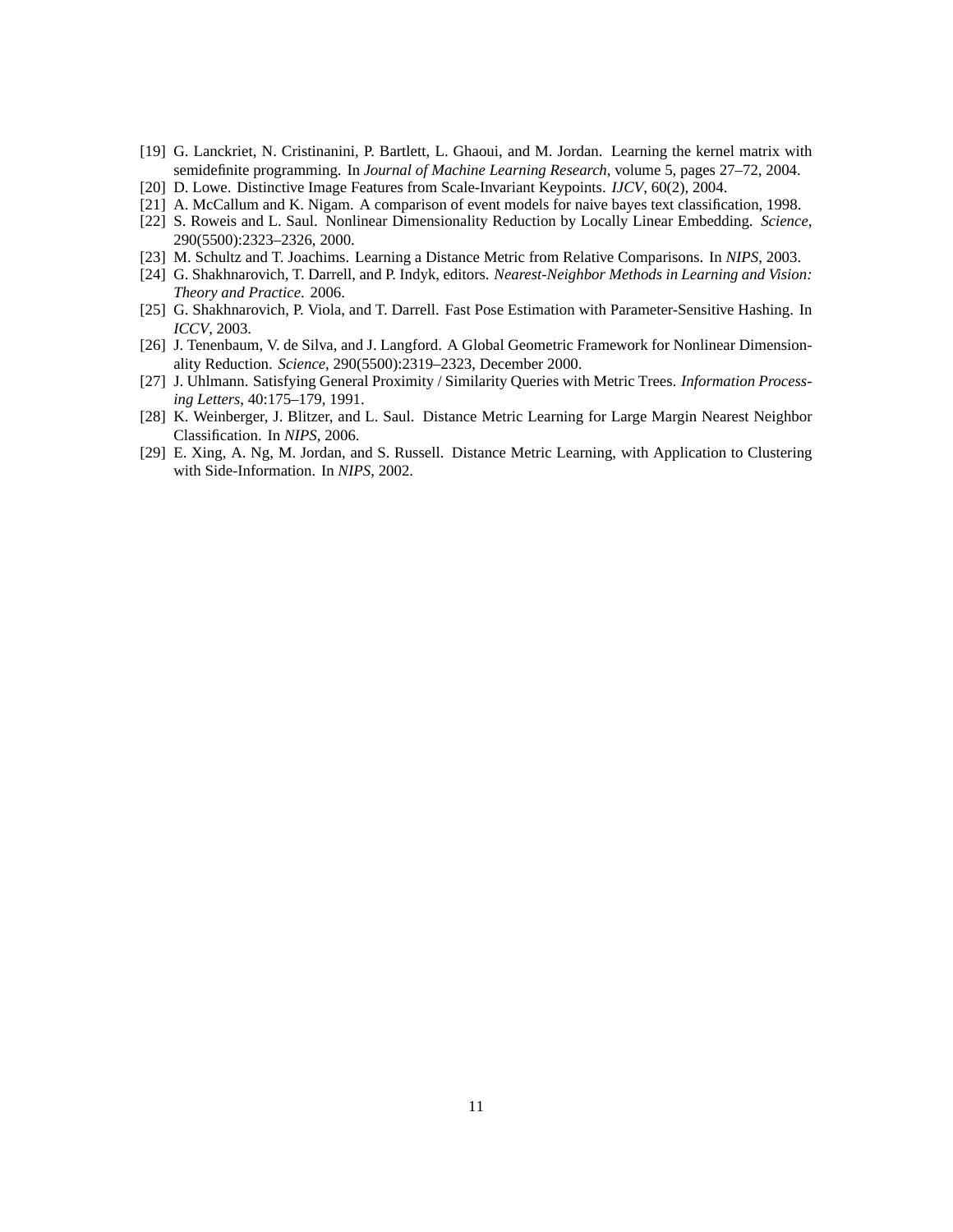[19] G. Lanckriet, N. Cristinanini, P. Bartlett, L. Ghaoui, and M. Jordan. Learning the kernel matrix with semidefinite programming. In *Journal of Machine Learning Research*, volume 5, pages 27–72, 2004.

[20] D. Lowe. Distinctive Image Features from Scale-Invariant Keypoints. *IJCV*, 60(2), 2004.

[21] A. McCallum and K. Nigam. A comparison of event models for naive bayes text classification, 1998.

[22] S. Roweis and L. Saul. Nonlinear Dimensionality Reduction by Locally Linear Embedding. *Science*, 290(5500):2323–2326, 2000.

[23] M. Schultz and T. Joachims. Learning a Distance Metric from Relative Comparisons. In *NIPS*, 2003.

[24] G. Shakhnarovich, T. Darrell, and P. Indyk, editors. *Nearest-Neighbor Methods in Learning and Vision: Theory and Practice*. 2006.

[25] G. Shakhnarovich, P. Viola, and T. Darrell. Fast Pose Estimation with Parameter-Sensitive Hashing. In *ICCV*, 2003.

[26] J. Tenenbaum, V. de Silva, and J. Langford. A Global Geometric Framework for Nonlinear Dimensionality Reduction. *Science*, 290(5500):2319–2323, December 2000.

[27] J. Uhlmann. Satisfying General Proximity / Similarity Queries with Metric Trees. *Information Processing Letters*, 40:175–179, 1991.

[28] K. Weinberger, J. Blitzer, and L. Saul. Distance Metric Learning for Large Margin Nearest Neighbor Classification. In *NIPS*, 2006.

[29] E. Xing, A. Ng, M. Jordan, and S. Russell. Distance Metric Learning, with Application to Clustering with Side-Information. In *NIPS*, 2002.